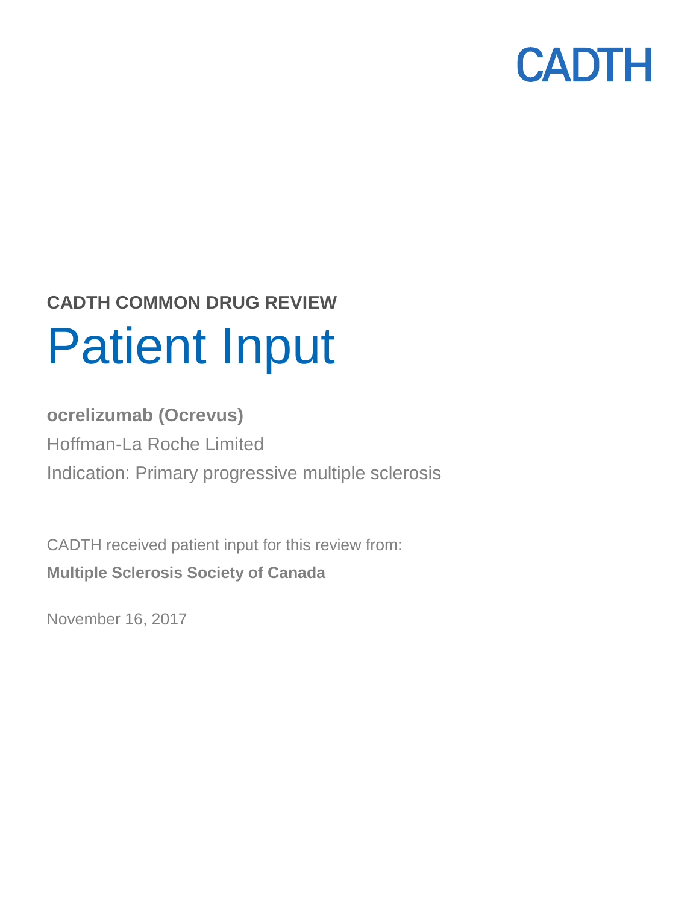CADTH

**CADTH COMMON DRUG REVIEW**

# Patient Input

**ocrelizumab (Ocrevus)**

Hoffman-La Roche Limited

Indication: Primary progressive multiple sclerosis

CADTH received patient input for this review from:

**Multiple Sclerosis Society of Canada**

November 16, 2017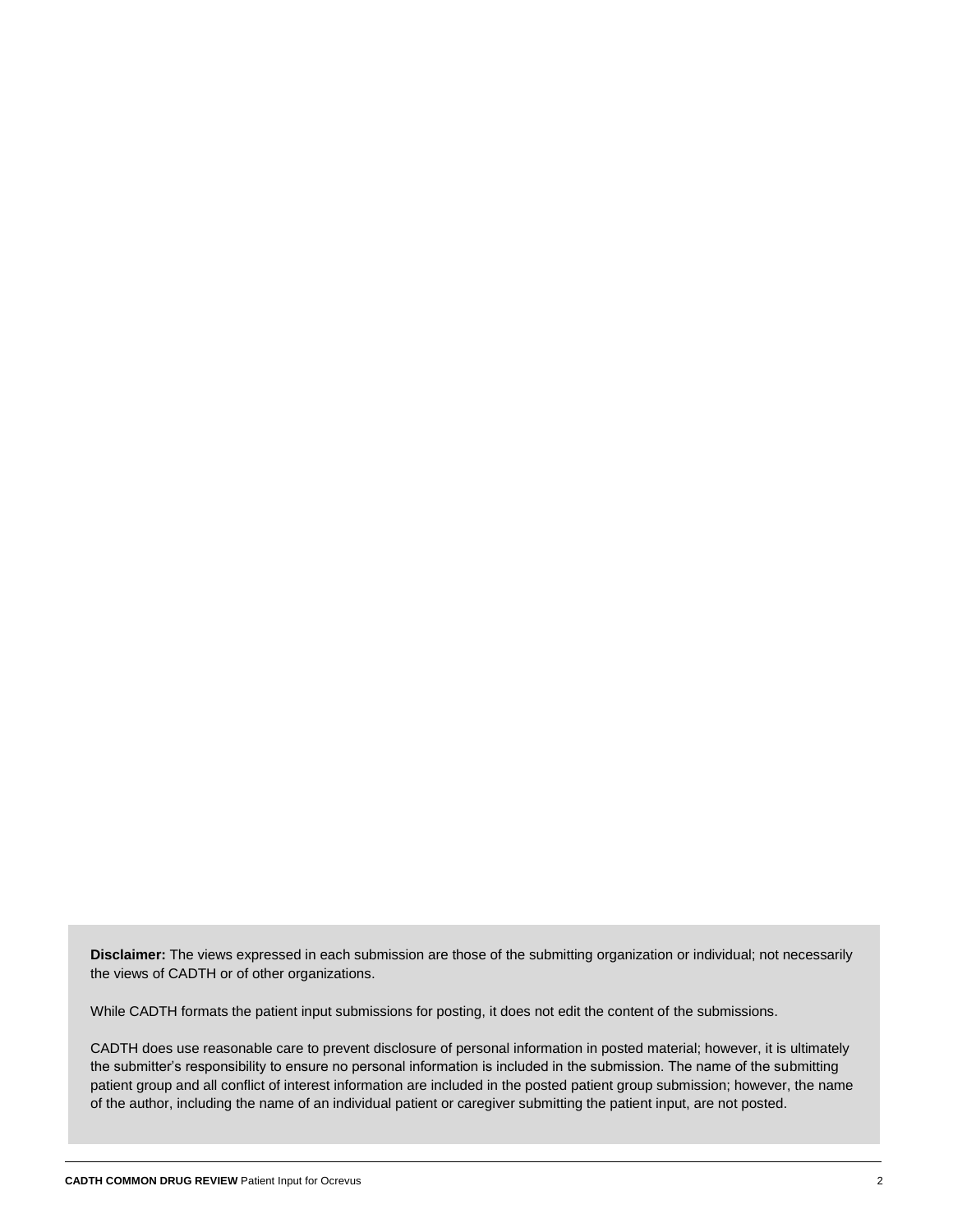**Disclaimer:** The views expressed in each submission are those of the submitting organization or individual; not necessarily the views of CADTH or of other organizations.

While CADTH formats the patient input submissions for posting, it does not edit the content of the submissions.

CADTH does use reasonable care to prevent disclosure of personal information in posted material; however, it is ultimately the submitter's responsibility to ensure no personal information is included in the submission. The name of the submitting patient group and all conflict of interest information are included in the posted patient group submission; however, the name of the author, including the name of an individual patient or caregiver submitting the patient input, are not posted.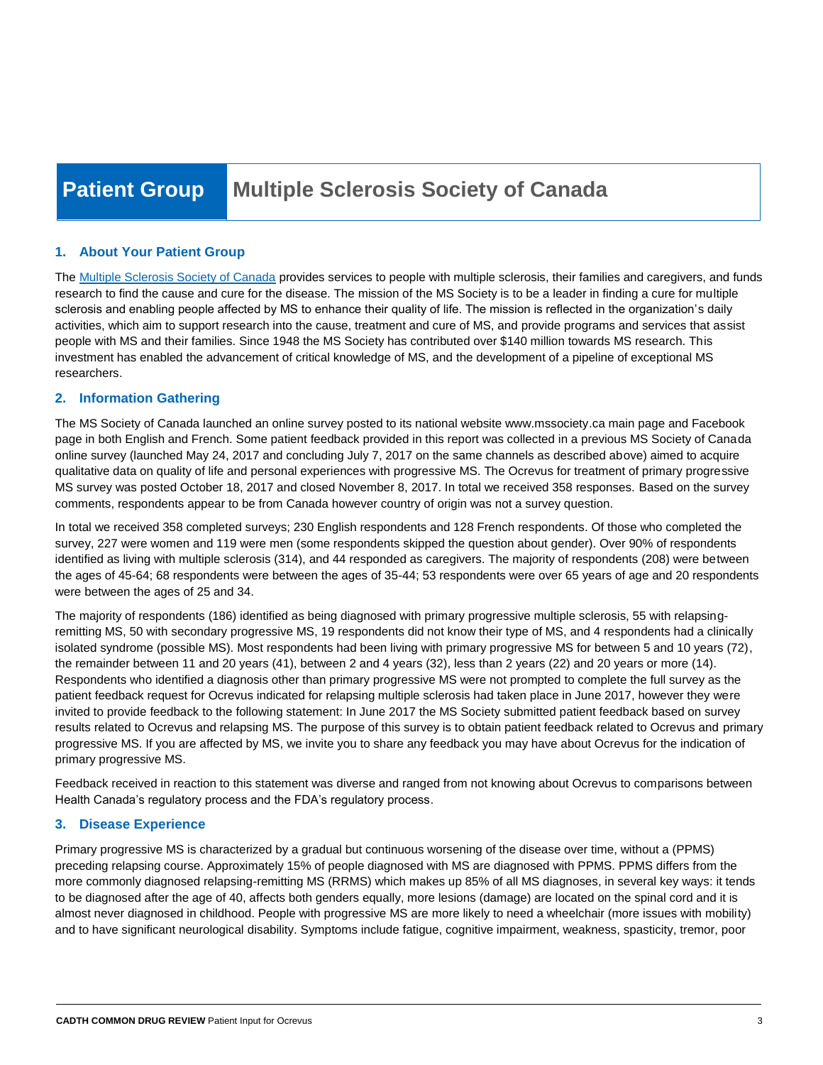# Patient Group | Multiple Sclerosis Society of Canada

## 1. About Your Patient Group

The [Multiple Sclerosis Society of Canada](https://mssociety.ca) provides services to people with multiple sclerosis, their families and caregivers, and funds research to find the cause and cure for the disease. The mission of the MS Society is to be a leader in finding a cure for multiple sclerosis and enabling people affected by MS to enhance their quality of life. The mission is reflected in the organization's daily activities, which aim to support research into the cause, treatment and cure of MS, and provide programs and services that assist people with MS and their families. Since 1948 the MS Society has contributed over $140 million towards MS research. This investment has enabled the advancement of critical knowledge of MS, and the development of a pipeline of exceptional MS researchers.

## 2. Information Gathering

The MS Society of Canada launched an online survey posted to its national website www.mssociety.ca main page and Facebook page in both English and French. Some patient feedback provided in this report was collected in a previous MS Society of Canada online survey (launched May 24, 2017 and concluding July 7, 2017 on the same channels as described above) aimed to acquire qualitative data on quality of life and personal experiences with progressive MS. The Ocrevus for treatment of primary progressive MS survey was posted October 18, 2017 and closed November 8, 2017. In total we received 358 responses. Based on the survey comments, respondents appear to be from Canada however country of origin was not a survey question.

In total we received 358 completed surveys; 230 English respondents and 128 French respondents. Of those who completed the survey, 227 were women and 119 were men (some respondents skipped the question about gender). Over 90% of respondents identified as living with multiple sclerosis (314), and 44 responded as caregivers. The majority of respondents (208) were between the ages of 45-64; 68 respondents were between the ages of 35-44; 53 respondents were over 65 years of age and 20 respondents were between the ages of 25 and 34.

The majority of respondents (186) identified as being diagnosed with primary progressive multiple sclerosis, 55 with relapsing-remitting MS, 50 with secondary progressive MS, 19 respondents did not know their type of MS, and 4 respondents had a clinically isolated syndrome (possible MS). Most respondents had been living with primary progressive MS for between 5 and 10 years (72), the remainder between 11 and 20 years (41), between 2 and 4 years (32), less than 2 years (22) and 20 years or more (14). Respondents who identified a diagnosis other than primary progressive MS were not prompted to complete the full survey as the patient feedback request for Ocrevus indicated for relapsing multiple sclerosis had taken place in June 2017, however they were invited to provide feedback to the following statement: In June 2017 the MS Society submitted patient feedback based on survey results related to Ocrevus and relapsing MS. The purpose of this survey is to obtain patient feedback related to Ocrevus and primary progressive MS. If you are affected by MS, we invite you to share any feedback you may have about Ocrevus for the indication of primary progressive MS.

Feedback received in reaction to this statement was diverse and ranged from not knowing about Ocrevus to comparisons between Health Canada's regulatory process and the FDA's regulatory process.

## 3. Disease Experience

Primary progressive MS is characterized by a gradual but continuous worsening of the disease over time, without a (PPMS) preceding relapsing course. Approximately 15% of people diagnosed with MS are diagnosed with PPMS. PPMS differs from the more commonly diagnosed relapsing-remitting MS (RRMS) which makes up 85% of all MS diagnoses, in several key ways: it tends to be diagnosed after the age of 40, affects both genders equally, more lesions (damage) are located on the spinal cord and it is almost never diagnosed in childhood. People with progressive MS are more likely to need a wheelchair (more issues with mobility) and to have significant neurological disability. Symptoms include fatigue, cognitive impairment, weakness, spasticity, tremor, poor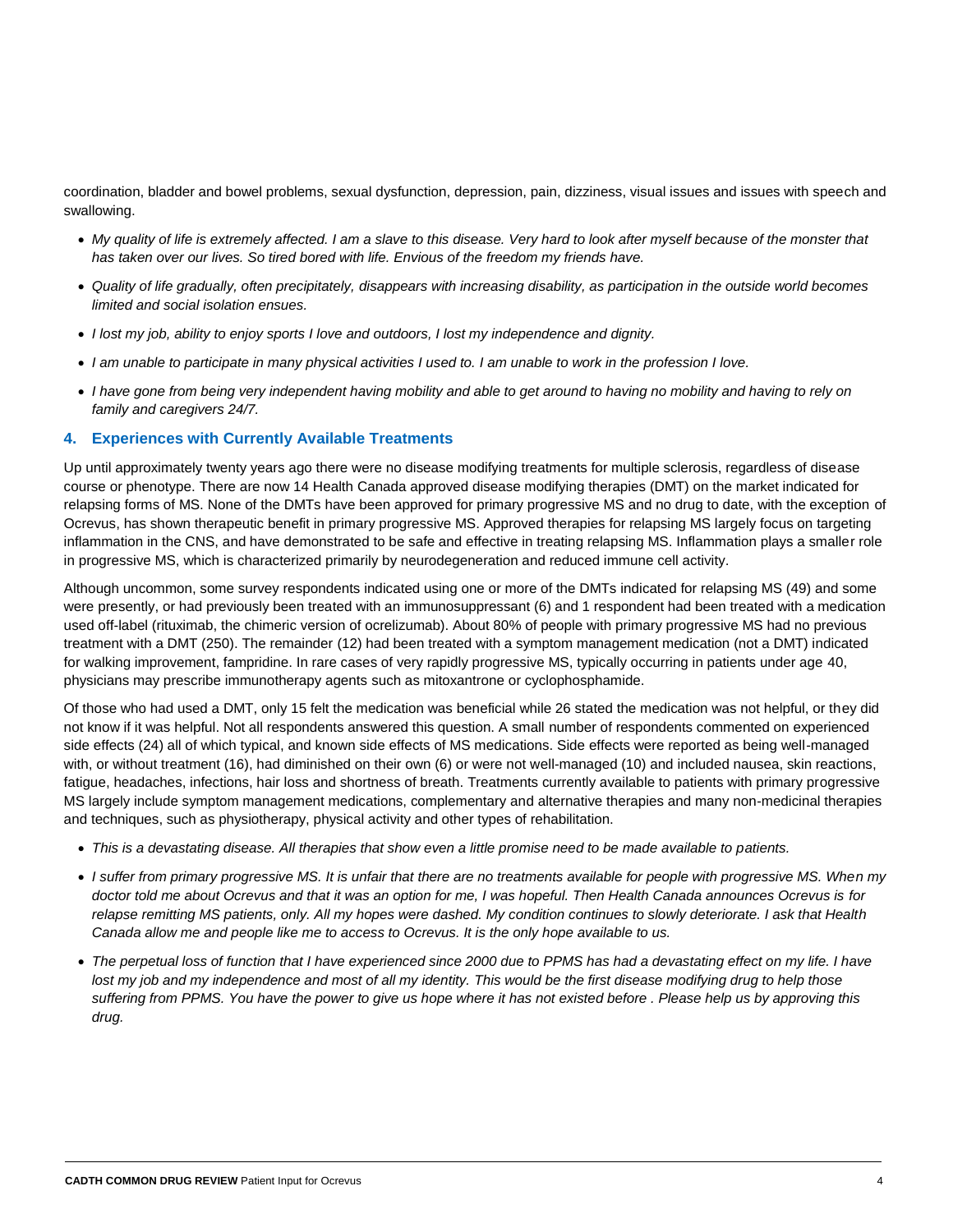coordination, bladder and bowel problems, sexual dysfunction, depression, pain, dizziness, visual issues and issues with speech and swallowing.

- *My quality of life is extremely affected. I am a slave to this disease. Very hard to look after myself because of the monster that has taken over our lives. So tired bored with life. Envious of the freedom my friends have.*
- *Quality of life gradually, often precipitately, disappears with increasing disability, as participation in the outside world becomes limited and social isolation ensues.*
- *I lost my job, ability to enjoy sports I love and outdoors, I lost my independence and dignity.*
- *I am unable to participate in many physical activities I used to. I am unable to work in the profession I love.*
- *I have gone from being very independent having mobility and able to get around to having no mobility and having to rely on family and caregivers 24/7.*

## 4. Experiences with Currently Available Treatments

Up until approximately twenty years ago there were no disease modifying treatments for multiple sclerosis, regardless of disease course or phenotype. There are now 14 Health Canada approved disease modifying therapies (DMT) on the market indicated for relapsing forms of MS. None of the DMTs have been approved for primary progressive MS and no drug to date, with the exception of Ocrevus, has shown therapeutic benefit in primary progressive MS. Approved therapies for relapsing MS largely focus on targeting inflammation in the CNS, and have demonstrated to be safe and effective in treating relapsing MS. Inflammation plays a smaller role in progressive MS, which is characterized primarily by neurodegeneration and reduced immune cell activity.

Although uncommon, some survey respondents indicated using one or more of the DMTs indicated for relapsing MS (49) and some were presently, or had previously been treated with an immunosuppressant (6) and 1 respondent had been treated with a medication used off-label (rituximab, the chimeric version of ocrelizumab). About 80% of people with primary progressive MS had no previous treatment with a DMT (250). The remainder (12) had been treated with a symptom management medication (not a DMT) indicated for walking improvement, fampridine. In rare cases of very rapidly progressive MS, typically occurring in patients under age 40, physicians may prescribe immunotherapy agents such as mitoxantrone or cyclophosphamide.

Of those who had used a DMT, only 15 felt the medication was beneficial while 26 stated the medication was not helpful, or they did not know if it was helpful. Not all respondents answered this question. A small number of respondents commented on experienced side effects (24) all of which typical, and known side effects of MS medications. Side effects were reported as being well-managed with, or without treatment (16), had diminished on their own (6) or were not well-managed (10) and included nausea, skin reactions, fatigue, headaches, infections, hair loss and shortness of breath. Treatments currently available to patients with primary progressive MS largely include symptom management medications, complementary and alternative therapies and many non-medicinal therapies and techniques, such as physiotherapy, physical activity and other types of rehabilitation.

- *This is a devastating disease. All therapies that show even a little promise need to be made available to patients.*
- *I suffer from primary progressive MS. It is unfair that there are no treatments available for people with progressive MS. When my doctor told me about Ocrevus and that it was an option for me, I was hopeful. Then Health Canada announces Ocrevus is for relapse remitting MS patients, only. All my hopes were dashed. My condition continues to slowly deteriorate. I ask that Health Canada allow me and people like me to access to Ocrevus. It is the only hope available to us.*
- *The perpetual loss of function that I have experienced since 2000 due to PPMS has had a devastating effect on my life. I have lost my job and my independence and most of all my identity. This would be the first disease modifying drug to help those suffering from PPMS. You have the power to give us hope where it has not existed before . Please help us by approving this drug.*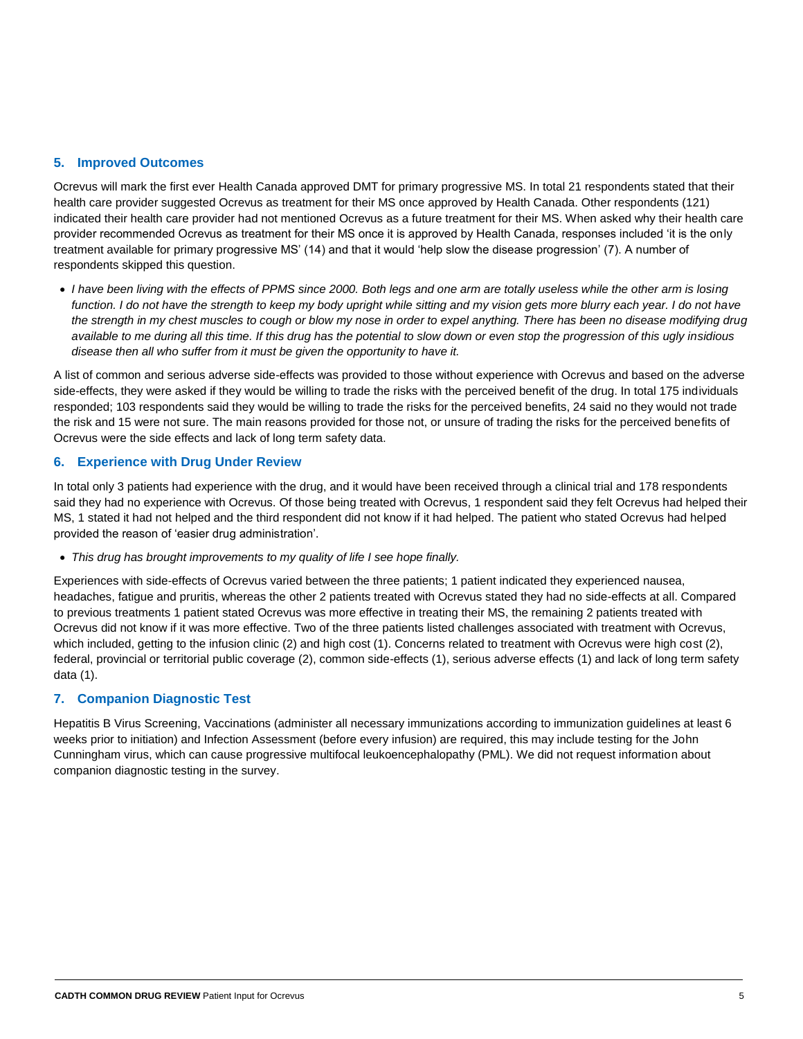## 5. Improved Outcomes

Ocrevus will mark the first ever Health Canada approved DMT for primary progressive MS. In total 21 respondents stated that their health care provider suggested Ocrevus as treatment for their MS once approved by Health Canada. Other respondents (121) indicated their health care provider had not mentioned Ocrevus as a future treatment for their MS. When asked why their health care provider recommended Ocrevus as treatment for their MS once it is approved by Health Canada, responses included 'it is the only treatment available for primary progressive MS' (14) and that it would 'help slow the disease progression' (7). A number of respondents skipped this question.

- *I have been living with the effects of PPMS since 2000. Both legs and one arm are totally useless while the other arm is losing function. I do not have the strength to keep my body upright while sitting and my vision gets more blurry each year. I do not have the strength in my chest muscles to cough or blow my nose in order to expel anything. There has been no disease modifying drug available to me during all this time. If this drug has the potential to slow down or even stop the progression of this ugly insidious disease then all who suffer from it must be given the opportunity to have it.*

A list of common and serious adverse side-effects was provided to those without experience with Ocrevus and based on the adverse side-effects, they were asked if they would be willing to trade the risks with the perceived benefit of the drug. In total 175 individuals responded; 103 respondents said they would be willing to trade the risks for the perceived benefits, 24 said no they would not trade the risk and 15 were not sure. The main reasons provided for those not, or unsure of trading the risks for the perceived benefits of Ocrevus were the side effects and lack of long term safety data.

## 6. Experience with Drug Under Review

In total only 3 patients had experience with the drug, and it would have been received through a clinical trial and 178 respondents said they had no experience with Ocrevus. Of those being treated with Ocrevus, 1 respondent said they felt Ocrevus had helped their MS, 1 stated it had not helped and the third respondent did not know if it had helped. The patient who stated Ocrevus had helped provided the reason of 'easier drug administration'.

- *This drug has brought improvements to my quality of life I see hope finally.*

Experiences with side-effects of Ocrevus varied between the three patients; 1 patient indicated they experienced nausea, headaches, fatigue and pruritis, whereas the other 2 patients treated with Ocrevus stated they had no side-effects at all. Compared to previous treatments 1 patient stated Ocrevus was more effective in treating their MS, the remaining 2 patients treated with Ocrevus did not know if it was more effective. Two of the three patients listed challenges associated with treatment with Ocrevus, which included, getting to the infusion clinic (2) and high cost (1). Concerns related to treatment with Ocrevus were high cost (2), federal, provincial or territorial public coverage (2), common side-effects (1), serious adverse effects (1) and lack of long term safety data (1).

## 7. Companion Diagnostic Test

Hepatitis B Virus Screening, Vaccinations (administer all necessary immunizations according to immunization guidelines at least 6 weeks prior to initiation) and Infection Assessment (before every infusion) are required, this may include testing for the John Cunningham virus, which can cause progressive multifocal leukoencephalopathy (PML). We did not request information about companion diagnostic testing in the survey.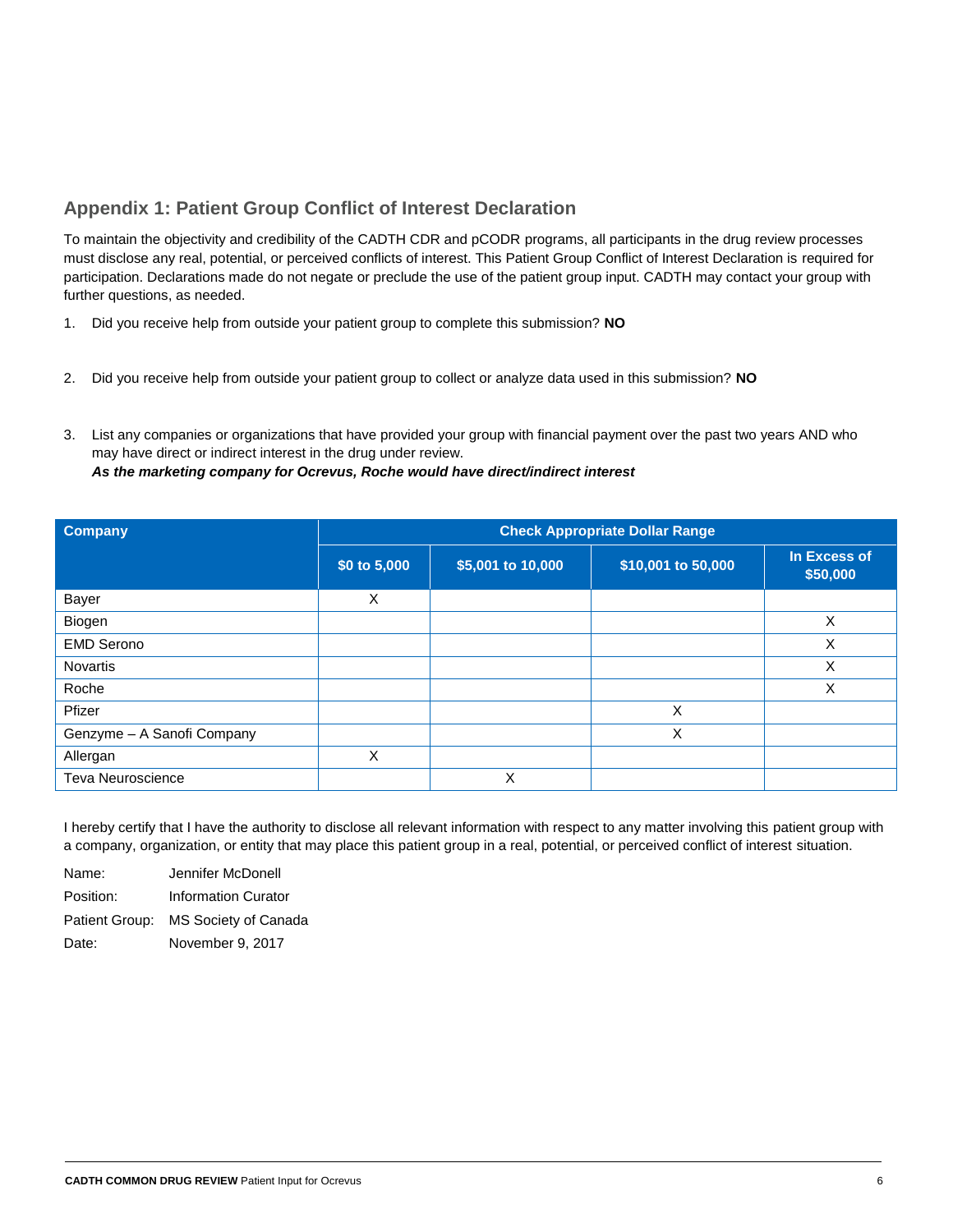## Appendix 1: Patient Group Conflict of Interest Declaration

To maintain the objectivity and credibility of the CADTH CDR and pCODR programs, all participants in the drug review processes must disclose any real, potential, or perceived conflicts of interest. This Patient Group Conflict of Interest Declaration is required for participation. Declarations made do not negate or preclude the use of the patient group input. CADTH may contact your group with further questions, as needed.

1. Did you receive help from outside your patient group to complete this submission? **NO**

2. Did you receive help from outside your patient group to collect or analyze data used in this submission? **NO**

3. List any companies or organizations that have provided your group with financial payment over the past two years AND who may have direct or indirect interest in the drug under review.
   ***As the marketing company for Ocrevus, Roche would have direct/indirect interest***

| Company | Check Appropriate Dollar Range | | | |
|---|---|---|---|---|
| | $0 to 5,000 | $5,001 to 10,000 | $10,001 to 50,000 | In Excess of $50,000 |
| Bayer | X | | | |
| Biogen | | | | X |
| EMD Serono | | | | X |
| Novartis | | | | X |
| Roche | | | | X |
| Pfizer | | | X | |
| Genzyme – A Sanofi Company | | | X | |
| Allergan | X | | | |
| Teva Neuroscience | | X | | |

I hereby certify that I have the authority to disclose all relevant information with respect to any matter involving this patient group with a company, organization, or entity that may place this patient group in a real, potential, or perceived conflict of interest situation.

Name: Jennifer McDonell
Position: Information Curator
Patient Group: MS Society of Canada
Date: November 9, 2017